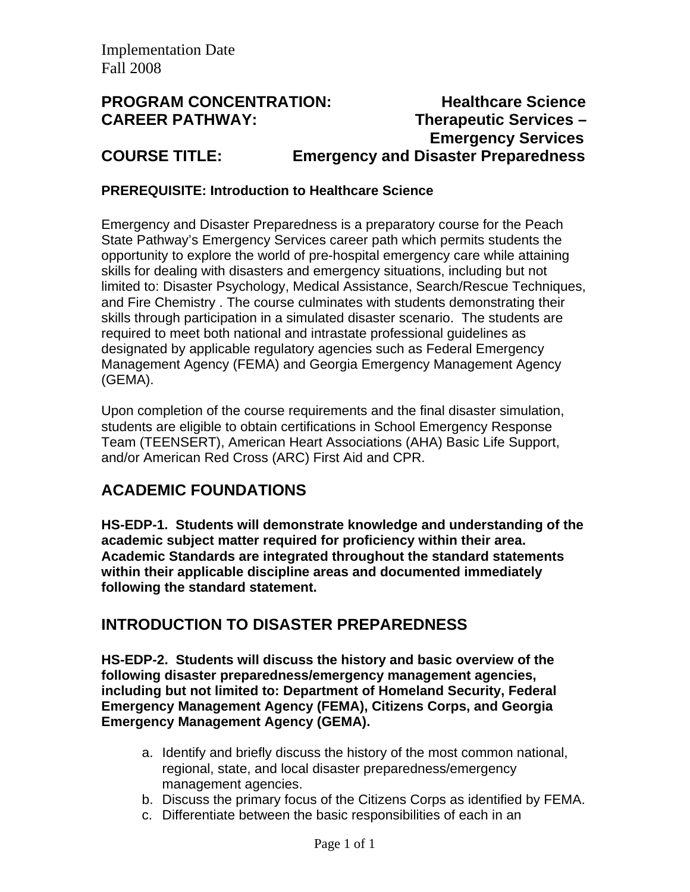Implementation Date
Fall 2008

**PROGRAM CONCENTRATION:** **Healthcare Science**
**CAREER PATHWAY:** **Therapeutic Services – Emergency Services**
**COURSE TITLE:** **Emergency and Disaster Preparedness**

**PREREQUISITE: Introduction to Healthcare Science**

Emergency and Disaster Preparedness is a preparatory course for the Peach State Pathway's Emergency Services career path which permits students the opportunity to explore the world of pre-hospital emergency care while attaining skills for dealing with disasters and emergency situations, including but not limited to: Disaster Psychology, Medical Assistance, Search/Rescue Techniques, and Fire Chemistry . The course culminates with students demonstrating their skills through participation in a simulated disaster scenario. The students are required to meet both national and intrastate professional guidelines as designated by applicable regulatory agencies such as Federal Emergency Management Agency (FEMA) and Georgia Emergency Management Agency (GEMA).

Upon completion of the course requirements and the final disaster simulation, students are eligible to obtain certifications in School Emergency Response Team (TEENSERT), American Heart Associations (AHA) Basic Life Support, and/or American Red Cross (ARC) First Aid and CPR.

## ACADEMIC FOUNDATIONS

**HS-EDP-1. Students will demonstrate knowledge and understanding of the academic subject matter required for proficiency within their area. Academic Standards are integrated throughout the standard statements within their applicable discipline areas and documented immediately following the standard statement.**

## INTRODUCTION TO DISASTER PREPAREDNESS

**HS-EDP-2. Students will discuss the history and basic overview of the following disaster preparedness/emergency management agencies, including but not limited to: Department of Homeland Security, Federal Emergency Management Agency (FEMA), Citizens Corps, and Georgia Emergency Management Agency (GEMA).**

a. Identify and briefly discuss the history of the most common national, regional, state, and local disaster preparedness/emergency management agencies.
b. Discuss the primary focus of the Citizens Corps as identified by FEMA.
c. Differentiate between the basic responsibilities of each in an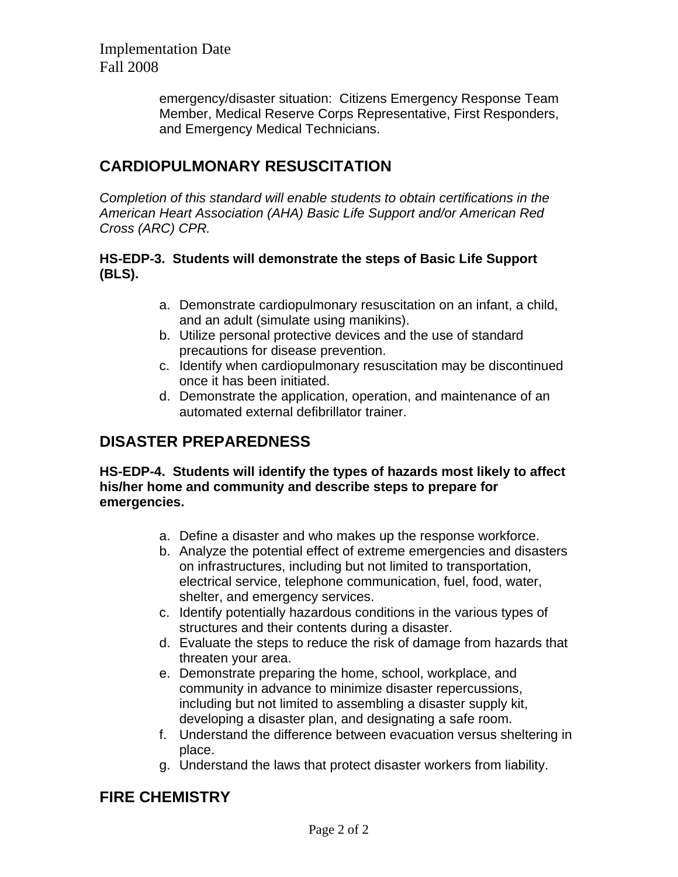emergency/disaster situation: Citizens Emergency Response Team Member, Medical Reserve Corps Representative, First Responders, and Emergency Medical Technicians.

## CARDIOPULMONARY RESUSCITATION

*Completion of this standard will enable students to obtain certifications in the American Heart Association (AHA) Basic Life Support and/or American Red Cross (ARC) CPR.*

**HS-EDP-3. Students will demonstrate the steps of Basic Life Support (BLS).**

a. Demonstrate cardiopulmonary resuscitation on an infant, a child, and an adult (simulate using manikins).
b. Utilize personal protective devices and the use of standard precautions for disease prevention.
c. Identify when cardiopulmonary resuscitation may be discontinued once it has been initiated.
d. Demonstrate the application, operation, and maintenance of an automated external defibrillator trainer.

## DISASTER PREPAREDNESS

**HS-EDP-4. Students will identify the types of hazards most likely to affect his/her home and community and describe steps to prepare for emergencies.**

a. Define a disaster and who makes up the response workforce.
b. Analyze the potential effect of extreme emergencies and disasters on infrastructures, including but not limited to transportation, electrical service, telephone communication, fuel, food, water, shelter, and emergency services.
c. Identify potentially hazardous conditions in the various types of structures and their contents during a disaster.
d. Evaluate the steps to reduce the risk of damage from hazards that threaten your area.
e. Demonstrate preparing the home, school, workplace, and community in advance to minimize disaster repercussions, including but not limited to assembling a disaster supply kit, developing a disaster plan, and designating a safe room.
f. Understand the difference between evacuation versus sheltering in place.
g. Understand the laws that protect disaster workers from liability.

## FIRE CHEMISTRY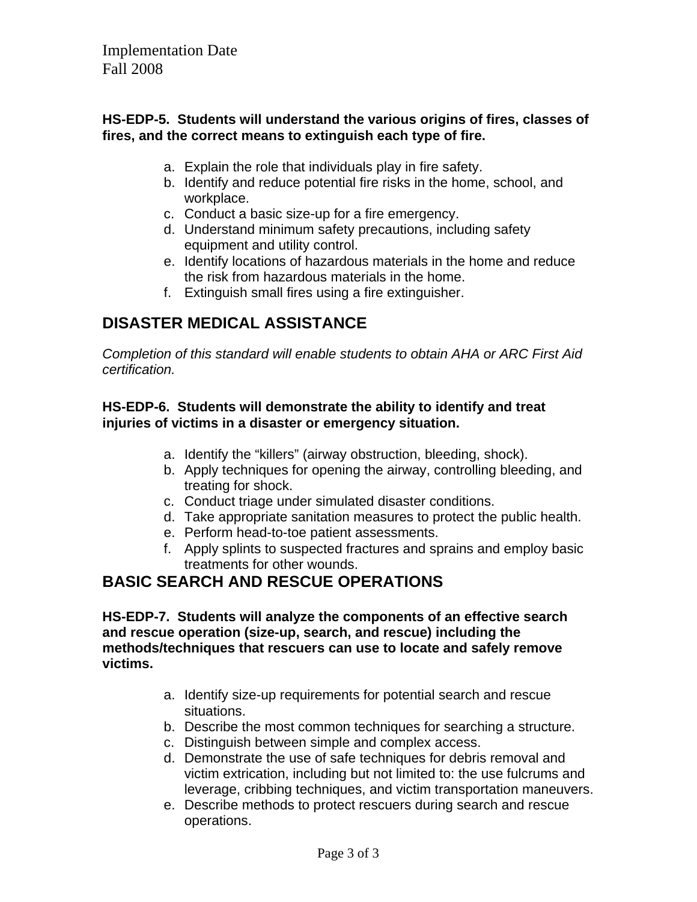Implementation Date
Fall 2008

**HS-EDP-5. Students will understand the various origins of fires, classes of fires, and the correct means to extinguish each type of fire.**

a. Explain the role that individuals play in fire safety.
b. Identify and reduce potential fire risks in the home, school, and workplace.
c. Conduct a basic size-up for a fire emergency.
d. Understand minimum safety precautions, including safety equipment and utility control.
e. Identify locations of hazardous materials in the home and reduce the risk from hazardous materials in the home.
f. Extinguish small fires using a fire extinguisher.

## DISASTER MEDICAL ASSISTANCE

*Completion of this standard will enable students to obtain AHA or ARC First Aid certification.*

**HS-EDP-6. Students will demonstrate the ability to identify and treat injuries of victims in a disaster or emergency situation.**

a. Identify the "killers" (airway obstruction, bleeding, shock).
b. Apply techniques for opening the airway, controlling bleeding, and treating for shock.
c. Conduct triage under simulated disaster conditions.
d. Take appropriate sanitation measures to protect the public health.
e. Perform head-to-toe patient assessments.
f. Apply splints to suspected fractures and sprains and employ basic treatments for other wounds.

## BASIC SEARCH AND RESCUE OPERATIONS

**HS-EDP-7. Students will analyze the components of an effective search and rescue operation (size-up, search, and rescue) including the methods/techniques that rescuers can use to locate and safely remove victims.**

a. Identify size-up requirements for potential search and rescue situations.
b. Describe the most common techniques for searching a structure.
c. Distinguish between simple and complex access.
d. Demonstrate the use of safe techniques for debris removal and victim extrication, including but not limited to: the use fulcrums and leverage, cribbing techniques, and victim transportation maneuvers.
e. Describe methods to protect rescuers during search and rescue operations.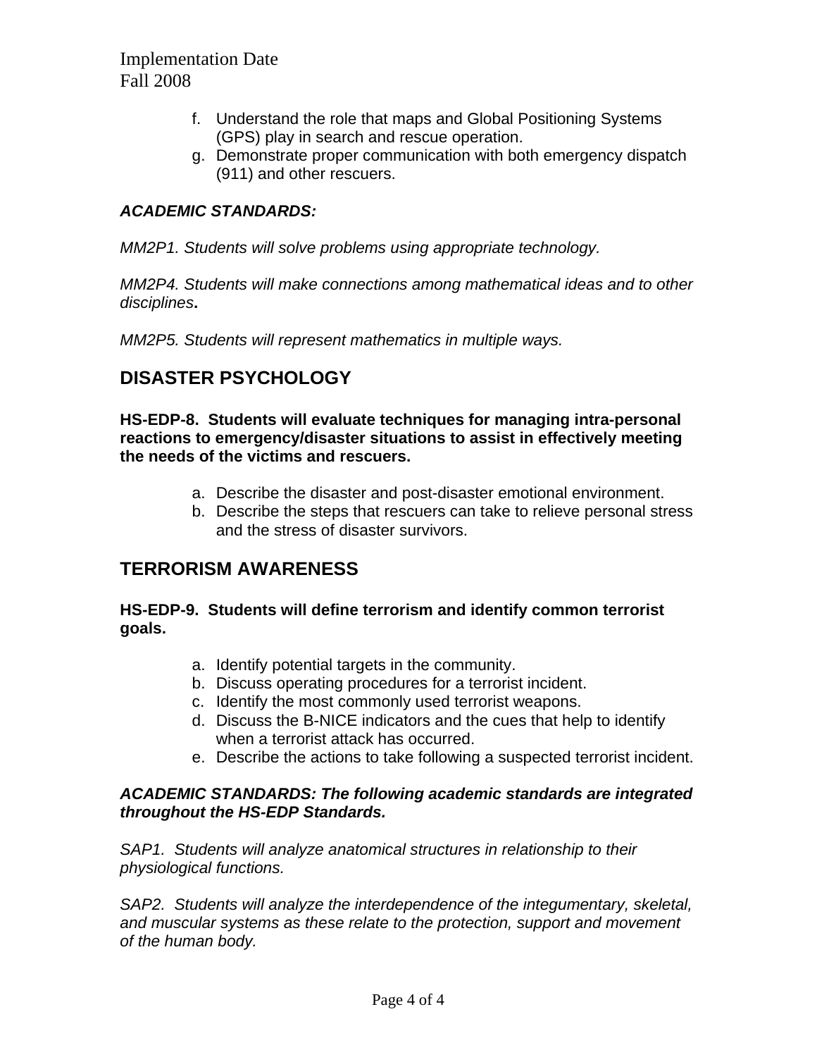f. Understand the role that maps and Global Positioning Systems (GPS) play in search and rescue operation.
g. Demonstrate proper communication with both emergency dispatch (911) and other rescuers.

***ACADEMIC STANDARDS:***

*MM2P1. Students will solve problems using appropriate technology.*

*MM2P4. Students will make connections among mathematical ideas and to other disciplines.*

*MM2P5. Students will represent mathematics in multiple ways.*

## DISASTER PSYCHOLOGY

**HS-EDP-8. Students will evaluate techniques for managing intra-personal reactions to emergency/disaster situations to assist in effectively meeting the needs of the victims and rescuers.**

a. Describe the disaster and post-disaster emotional environment.
b. Describe the steps that rescuers can take to relieve personal stress and the stress of disaster survivors.

## TERRORISM AWARENESS

**HS-EDP-9. Students will define terrorism and identify common terrorist goals.**

a. Identify potential targets in the community.
b. Discuss operating procedures for a terrorist incident.
c. Identify the most commonly used terrorist weapons.
d. Discuss the B-NICE indicators and the cues that help to identify when a terrorist attack has occurred.
e. Describe the actions to take following a suspected terrorist incident.

***ACADEMIC STANDARDS: The following academic standards are integrated throughout the HS-EDP Standards.***

*SAP1. Students will analyze anatomical structures in relationship to their physiological functions.*

*SAP2. Students will analyze the interdependence of the integumentary, skeletal, and muscular systems as these relate to the protection, support and movement of the human body.*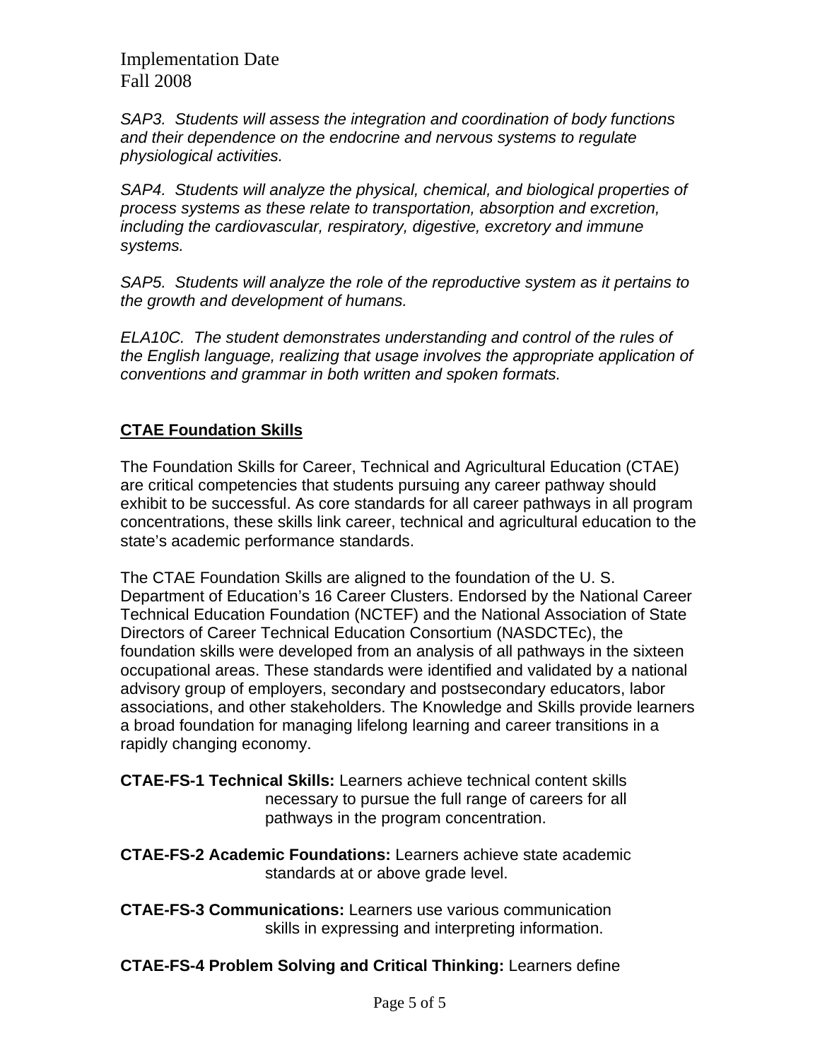Implementation Date
Fall 2008

*SAP3. Students will assess the integration and coordination of body functions and their dependence on the endocrine and nervous systems to regulate physiological activities.*

*SAP4. Students will analyze the physical, chemical, and biological properties of process systems as these relate to transportation, absorption and excretion, including the cardiovascular, respiratory, digestive, excretory and immune systems.*

*SAP5. Students will analyze the role of the reproductive system as it pertains to the growth and development of humans.*

*ELA10C. The student demonstrates understanding and control of the rules of the English language, realizing that usage involves the appropriate application of conventions and grammar in both written and spoken formats.*

## CTAE Foundation Skills

The Foundation Skills for Career, Technical and Agricultural Education (CTAE) are critical competencies that students pursuing any career pathway should exhibit to be successful. As core standards for all career pathways in all program concentrations, these skills link career, technical and agricultural education to the state's academic performance standards.

The CTAE Foundation Skills are aligned to the foundation of the U. S. Department of Education's 16 Career Clusters. Endorsed by the National Career Technical Education Foundation (NCTEF) and the National Association of State Directors of Career Technical Education Consortium (NASDCTEc), the foundation skills were developed from an analysis of all pathways in the sixteen occupational areas. These standards were identified and validated by a national advisory group of employers, secondary and postsecondary educators, labor associations, and other stakeholders. The Knowledge and Skills provide learners a broad foundation for managing lifelong learning and career transitions in a rapidly changing economy.

**CTAE-FS-1 Technical Skills:** Learners achieve technical content skills necessary to pursue the full range of careers for all pathways in the program concentration.

**CTAE-FS-2 Academic Foundations:** Learners achieve state academic standards at or above grade level.

**CTAE-FS-3 Communications:** Learners use various communication skills in expressing and interpreting information.

**CTAE-FS-4 Problem Solving and Critical Thinking:** Learners define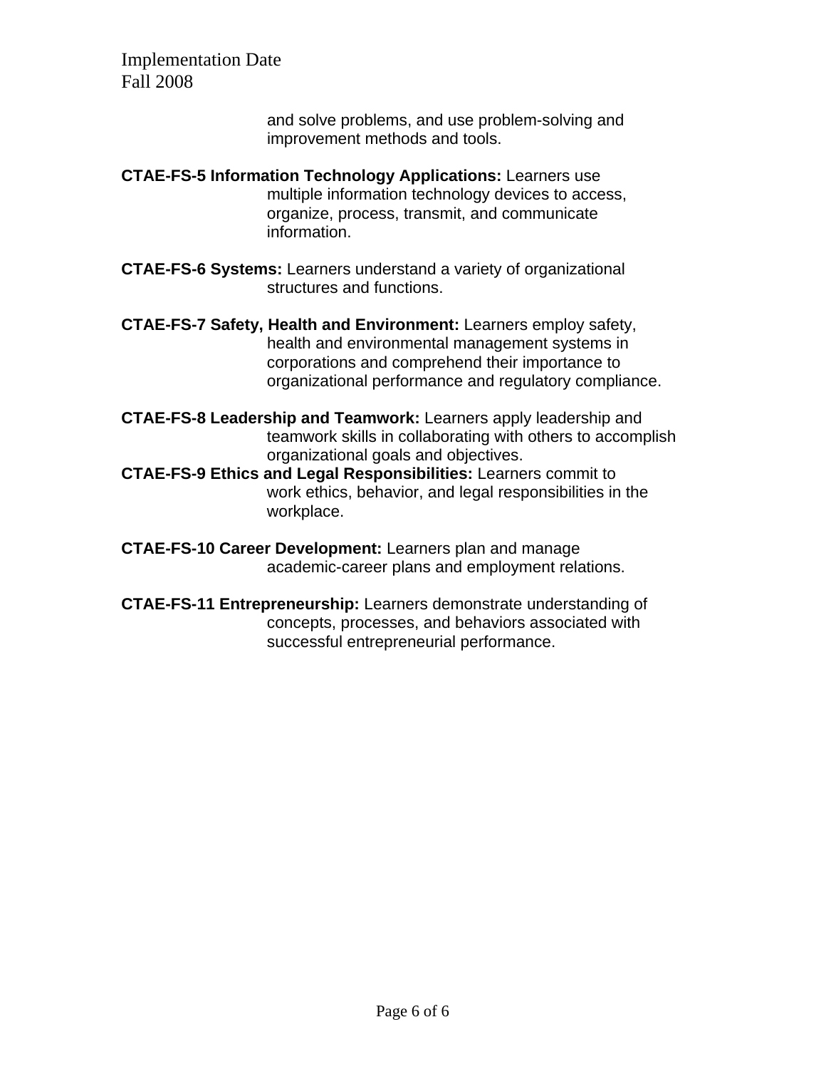and solve problems, and use problem-solving and improvement methods and tools.

**CTAE-FS-5 Information Technology Applications:** Learners use multiple information technology devices to access, organize, process, transmit, and communicate information.

**CTAE-FS-6 Systems:** Learners understand a variety of organizational structures and functions.

**CTAE-FS-7 Safety, Health and Environment:** Learners employ safety, health and environmental management systems in corporations and comprehend their importance to organizational performance and regulatory compliance.

**CTAE-FS-8 Leadership and Teamwork:** Learners apply leadership and teamwork skills in collaborating with others to accomplish organizational goals and objectives.

**CTAE-FS-9 Ethics and Legal Responsibilities:** Learners commit to work ethics, behavior, and legal responsibilities in the workplace.

**CTAE-FS-10 Career Development:** Learners plan and manage academic-career plans and employment relations.

**CTAE-FS-11 Entrepreneurship:** Learners demonstrate understanding of concepts, processes, and behaviors associated with successful entrepreneurial performance.